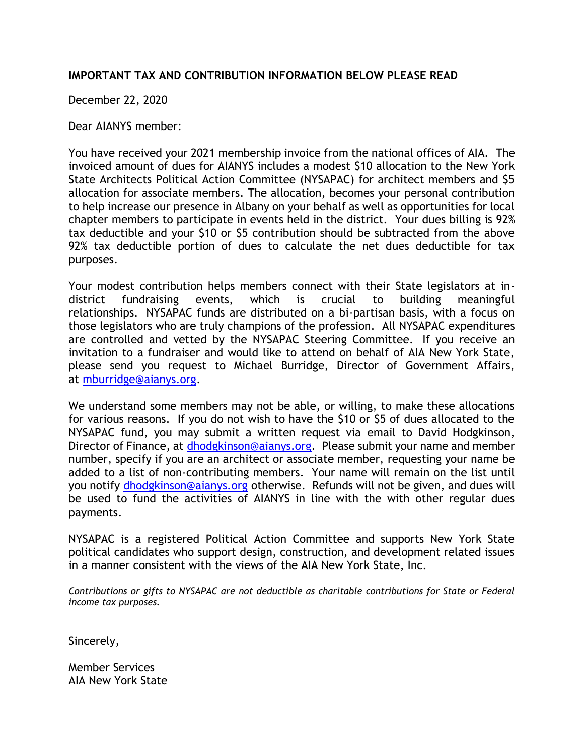**IMPORTANT TAX AND CONTRIBUTION INFORMATION BELOW PLEASE READ**

December 22, 2020

Dear AIANYS member:

You have received your 2021 membership invoice from the national offices of AIA. The invoiced amount of dues for AIANYS includes a modest $10 allocation to the New York State Architects Political Action Committee (NYSAPAC) for architect members and $5 allocation for associate members. The allocation, becomes your personal contribution to help increase our presence in Albany on your behalf as well as opportunities for local chapter members to participate in events held in the district. Your dues billing is 92% tax deductible and your $10 or $5 contribution should be subtracted from the above 92% tax deductible portion of dues to calculate the net dues deductible for tax purposes.

Your modest contribution helps members connect with their State legislators at in-district fundraising events, which is crucial to building meaningful relationships. NYSAPAC funds are distributed on a bi-partisan basis, with a focus on those legislators who are truly champions of the profession. All NYSAPAC expenditures are controlled and vetted by the NYSAPAC Steering Committee. If you receive an invitation to a fundraiser and would like to attend on behalf of AIA New York State, please send you request to Michael Burridge, Director of Government Affairs, at mburridge@aianys.org.

We understand some members may not be able, or willing, to make these allocations for various reasons. If you do not wish to have the $10 or $5 of dues allocated to the NYSAPAC fund, you may submit a written request via email to David Hodgkinson, Director of Finance, at dhodgkinson@aianys.org. Please submit your name and member number, specify if you are an architect or associate member, requesting your name be added to a list of non-contributing members. Your name will remain on the list until you notify dhodgkinson@aianys.org otherwise. Refunds will not be given, and dues will be used to fund the activities of AIANYS in line with the with other regular dues payments.

NYSAPAC is a registered Political Action Committee and supports New York State political candidates who support design, construction, and development related issues in a manner consistent with the views of the AIA New York State, Inc.

*Contributions or gifts to NYSAPAC are not deductible as charitable contributions for State or Federal income tax purposes.*

Sincerely,

Member Services
AIA New York State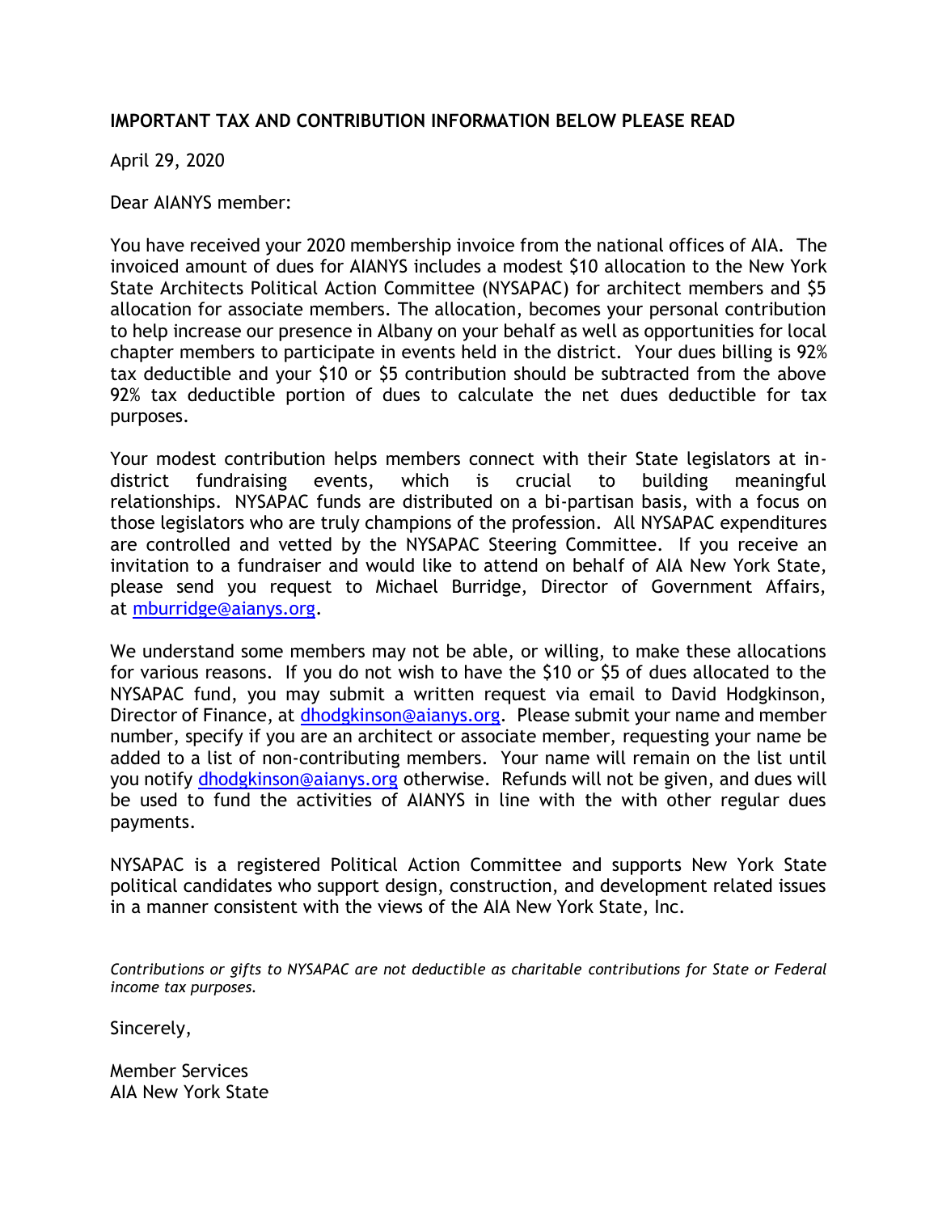**IMPORTANT TAX AND CONTRIBUTION INFORMATION BELOW PLEASE READ**

April 29, 2020

Dear AIANYS member:

You have received your 2020 membership invoice from the national offices of AIA. The invoiced amount of dues for AIANYS includes a modest $10 allocation to the New York State Architects Political Action Committee (NYSAPAC) for architect members and $5 allocation for associate members. The allocation, becomes your personal contribution to help increase our presence in Albany on your behalf as well as opportunities for local chapter members to participate in events held in the district. Your dues billing is 92% tax deductible and your $10 or $5 contribution should be subtracted from the above 92% tax deductible portion of dues to calculate the net dues deductible for tax purposes.

Your modest contribution helps members connect with their State legislators at in-district fundraising events, which is crucial to building meaningful relationships. NYSAPAC funds are distributed on a bi-partisan basis, with a focus on those legislators who are truly champions of the profession. All NYSAPAC expenditures are controlled and vetted by the NYSAPAC Steering Committee. If you receive an invitation to a fundraiser and would like to attend on behalf of AIA New York State, please send you request to Michael Burridge, Director of Government Affairs, at mburridge@aianys.org.

We understand some members may not be able, or willing, to make these allocations for various reasons. If you do not wish to have the $10 or $5 of dues allocated to the NYSAPAC fund, you may submit a written request via email to David Hodgkinson, Director of Finance, at dhodgkinson@aianys.org. Please submit your name and member number, specify if you are an architect or associate member, requesting your name be added to a list of non-contributing members. Your name will remain on the list until you notify dhodgkinson@aianys.org otherwise. Refunds will not be given, and dues will be used to fund the activities of AIANYS in line with the with other regular dues payments.

NYSAPAC is a registered Political Action Committee and supports New York State political candidates who support design, construction, and development related issues in a manner consistent with the views of the AIA New York State, Inc.

*Contributions or gifts to NYSAPAC are not deductible as charitable contributions for State or Federal income tax purposes.*

Sincerely,

Member Services
AIA New York State